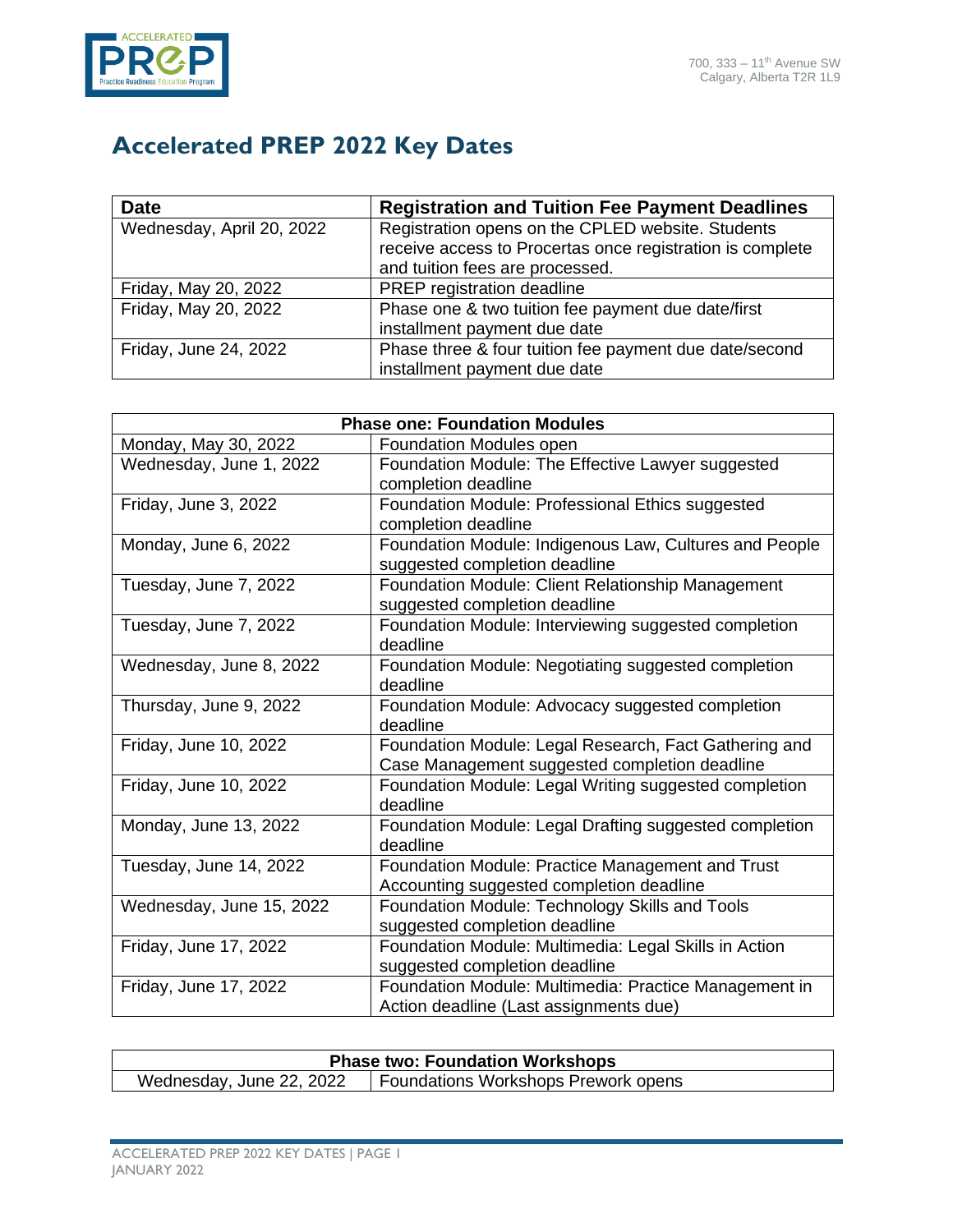# Accelerated PREP 2022 Key Dates

| Date | Registration and Tuition Fee Payment Deadlines |
| --- | --- |
| Wednesday, April 20, 2022 | Registration opens on the CPLED website. Students receive access to Procertas once registration is complete and tuition fees are processed. |
| Friday, May 20, 2022 | PREP registration deadline |
| Friday, May 20, 2022 | Phase one & two tuition fee payment due date/first installment payment due date |
| Friday, June 24, 2022 | Phase three & four tuition fee payment due date/second installment payment due date |

| Phase one: Foundation Modules | |
| --- | --- |
| Monday, May 30, 2022 | Foundation Modules open |
| Wednesday, June 1, 2022 | Foundation Module: The Effective Lawyer suggested completion deadline |
| Friday, June 3, 2022 | Foundation Module: Professional Ethics suggested completion deadline |
| Monday, June 6, 2022 | Foundation Module: Indigenous Law, Cultures and People suggested completion deadline |
| Tuesday, June 7, 2022 | Foundation Module: Client Relationship Management suggested completion deadline |
| Tuesday, June 7, 2022 | Foundation Module: Interviewing suggested completion deadline |
| Wednesday, June 8, 2022 | Foundation Module: Negotiating suggested completion deadline |
| Thursday, June 9, 2022 | Foundation Module: Advocacy suggested completion deadline |
| Friday, June 10, 2022 | Foundation Module: Legal Research, Fact Gathering and Case Management suggested completion deadline |
| Friday, June 10, 2022 | Foundation Module: Legal Writing suggested completion deadline |
| Monday, June 13, 2022 | Foundation Module: Legal Drafting suggested completion deadline |
| Tuesday, June 14, 2022 | Foundation Module: Practice Management and Trust Accounting suggested completion deadline |
| Wednesday, June 15, 2022 | Foundation Module: Technology Skills and Tools suggested completion deadline |
| Friday, June 17, 2022 | Foundation Module: Multimedia: Legal Skills in Action suggested completion deadline |
| Friday, June 17, 2022 | Foundation Module: Multimedia: Practice Management in Action deadline (Last assignments due) |

| Phase two: Foundation Workshops | |
| --- | --- |
| Wednesday, June 22, 2022 | Foundations Workshops Prework opens |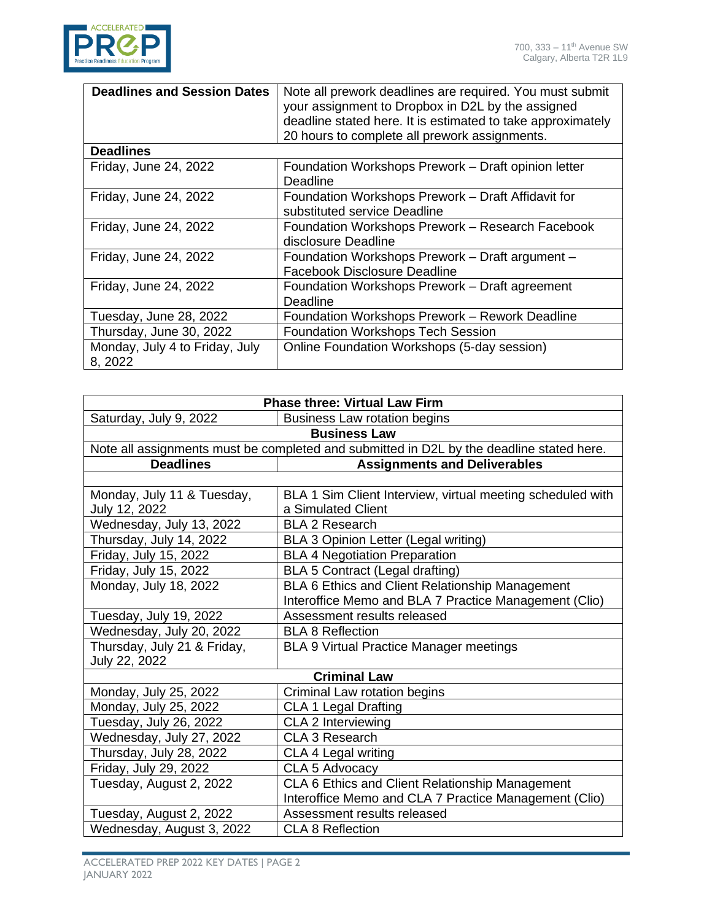| Deadlines and Session Dates | Note all prework deadlines are required. You must submit your assignment to Dropbox in D2L by the assigned deadline stated here. It is estimated to take approximately 20 hours to complete all prework assignments. |
|---|---|
| **Deadlines** | |
| Friday, June 24, 2022 | Foundation Workshops Prework – Draft opinion letter Deadline |
| Friday, June 24, 2022 | Foundation Workshops Prework – Draft Affidavit for substituted service Deadline |
| Friday, June 24, 2022 | Foundation Workshops Prework – Research Facebook disclosure Deadline |
| Friday, June 24, 2022 | Foundation Workshops Prework – Draft argument – Facebook Disclosure Deadline |
| Friday, June 24, 2022 | Foundation Workshops Prework – Draft agreement Deadline |
| Tuesday, June 28, 2022 | Foundation Workshops Prework – Rework Deadline |
| Thursday, June 30, 2022 | Foundation Workshops Tech Session |
| Monday, July 4 to Friday, July 8, 2022 | Online Foundation Workshops (5-day session) |

| **Phase three: Virtual Law Firm** | |
|---|---|
| Saturday, July 9, 2022 | Business Law rotation begins |
| **Business Law** | |
| Note all assignments must be completed and submitted in D2L by the deadline stated here. | |
| **Deadlines** | **Assignments and Deliverables** |
| | |
| Monday, July 11 & Tuesday, July 12, 2022 | BLA 1 Sim Client Interview, virtual meeting scheduled with a Simulated Client |
| Wednesday, July 13, 2022 | BLA 2 Research |
| Thursday, July 14, 2022 | BLA 3 Opinion Letter (Legal writing) |
| Friday, July 15, 2022 | BLA 4 Negotiation Preparation |
| Friday, July 15, 2022 | BLA 5 Contract (Legal drafting) |
| Monday, July 18, 2022 | BLA 6 Ethics and Client Relationship Management Interoffice Memo and BLA 7 Practice Management (Clio) |
| Tuesday, July 19, 2022 | Assessment results released |
| Wednesday, July 20, 2022 | BLA 8 Reflection |
| Thursday, July 21 & Friday, July 22, 2022 | BLA 9 Virtual Practice Manager meetings |
| **Criminal Law** | |
| Monday, July 25, 2022 | Criminal Law rotation begins |
| Monday, July 25, 2022 | CLA 1 Legal Drafting |
| Tuesday, July 26, 2022 | CLA 2 Interviewing |
| Wednesday, July 27, 2022 | CLA 3 Research |
| Thursday, July 28, 2022 | CLA 4 Legal writing |
| Friday, July 29, 2022 | CLA 5 Advocacy |
| Tuesday, August 2, 2022 | CLA 6 Ethics and Client Relationship Management Interoffice Memo and CLA 7 Practice Management (Clio) |
| Tuesday, August 2, 2022 | Assessment results released |
| Wednesday, August 3, 2022 | CLA 8 Reflection |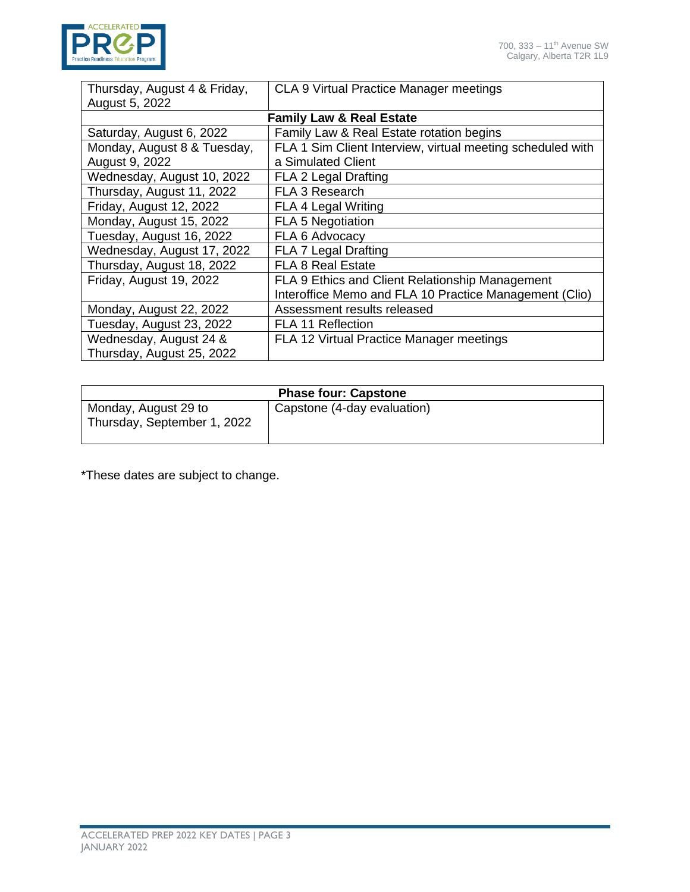| | |
|---|---|
| Thursday, August 4 & Friday, August 5, 2022 | CLA 9 Virtual Practice Manager meetings |
| **Family Law & Real Estate** | |
| Saturday, August 6, 2022 | Family Law & Real Estate rotation begins |
| Monday, August 8 & Tuesday, August 9, 2022 | FLA 1 Sim Client Interview, virtual meeting scheduled with a Simulated Client |
| Wednesday, August 10, 2022 | FLA 2 Legal Drafting |
| Thursday, August 11, 2022 | FLA 3 Research |
| Friday, August 12, 2022 | FLA 4 Legal Writing |
| Monday, August 15, 2022 | FLA 5 Negotiation |
| Tuesday, August 16, 2022 | FLA 6 Advocacy |
| Wednesday, August 17, 2022 | FLA 7 Legal Drafting |
| Thursday, August 18, 2022 | FLA 8 Real Estate |
| Friday, August 19, 2022 | FLA 9 Ethics and Client Relationship Management Interoffice Memo and FLA 10 Practice Management (Clio) |
| Monday, August 22, 2022 | Assessment results released |
| Tuesday, August 23, 2022 | FLA 11 Reflection |
| Wednesday, August 24 & Thursday, August 25, 2022 | FLA 12 Virtual Practice Manager meetings |

| **Phase four: Capstone** | |
|---|---|
| Monday, August 29 to Thursday, September 1, 2022 | Capstone (4-day evaluation) |

*These dates are subject to change.